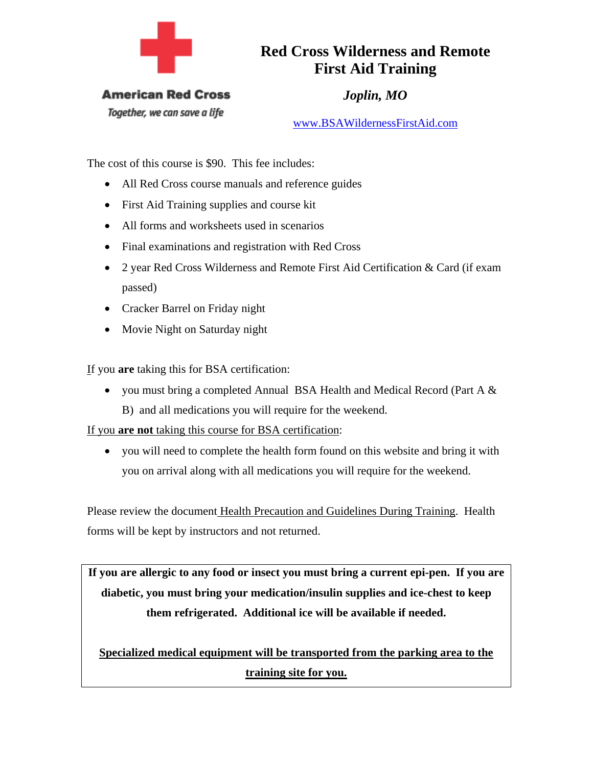American Red Cross

*Together, we can save a life*

# Red Cross Wilderness and Remote First Aid Training

***Joplin, MO***

www.BSAWildernessFirstAid.com

The cost of this course is $90. This fee includes:

- All Red Cross course manuals and reference guides
- First Aid Training supplies and course kit
- All forms and worksheets used in scenarios
- Final examinations and registration with Red Cross
- 2 year Red Cross Wilderness and Remote First Aid Certification & Card (if exam passed)
- Cracker Barrel on Friday night
- Movie Night on Saturday night

If you **are** taking this for BSA certification:

- you must bring a completed Annual BSA Health and Medical Record (Part A & B) and all medications you will require for the weekend.

If you **are not** taking this course for BSA certification:

- you will need to complete the health form found on this website and bring it with you on arrival along with all medications you will require for the weekend.

Please review the document Health Precaution and Guidelines During Training. Health forms will be kept by instructors and not returned.

**If you are allergic to any food or insect you must bring a current epi-pen. If you are diabetic, you must bring your medication/insulin supplies and ice-chest to keep them refrigerated. Additional ice will be available if needed.**

**Specialized medical equipment will be transported from the parking area to the training site for you.**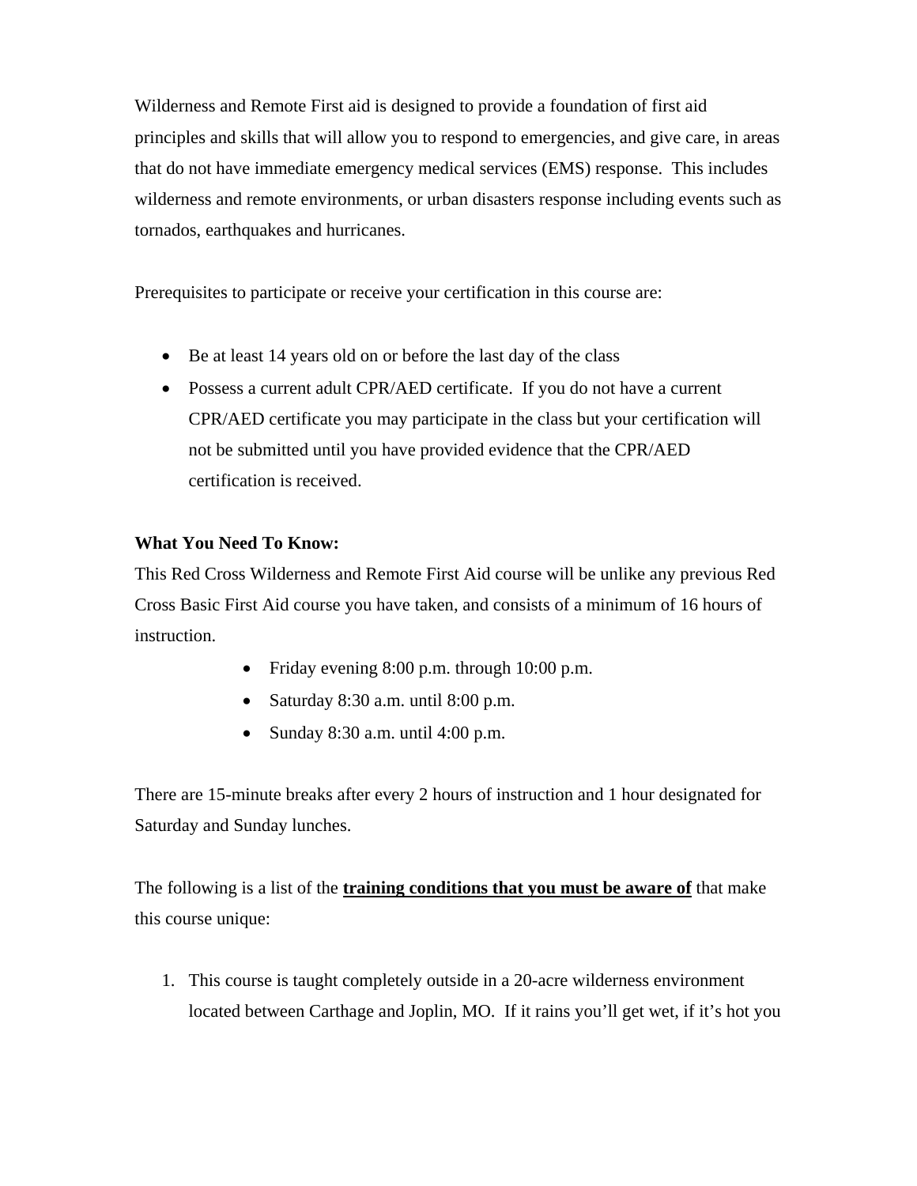Wilderness and Remote First aid is designed to provide a foundation of first aid principles and skills that will allow you to respond to emergencies, and give care, in areas that do not have immediate emergency medical services (EMS) response. This includes wilderness and remote environments, or urban disasters response including events such as tornados, earthquakes and hurricanes.

Prerequisites to participate or receive your certification in this course are:

- Be at least 14 years old on or before the last day of the class
- Possess a current adult CPR/AED certificate. If you do not have a current CPR/AED certificate you may participate in the class but your certification will not be submitted until you have provided evidence that the CPR/AED certification is received.

**What You Need To Know:**

This Red Cross Wilderness and Remote First Aid course will be unlike any previous Red Cross Basic First Aid course you have taken, and consists of a minimum of 16 hours of instruction.

- Friday evening 8:00 p.m. through 10:00 p.m.
- Saturday 8:30 a.m. until 8:00 p.m.
- Sunday 8:30 a.m. until 4:00 p.m.

There are 15-minute breaks after every 2 hours of instruction and 1 hour designated for Saturday and Sunday lunches.

The following is a list of the **training conditions that you must be aware of** that make this course unique:

1. This course is taught completely outside in a 20-acre wilderness environment located between Carthage and Joplin, MO. If it rains you'll get wet, if it's hot you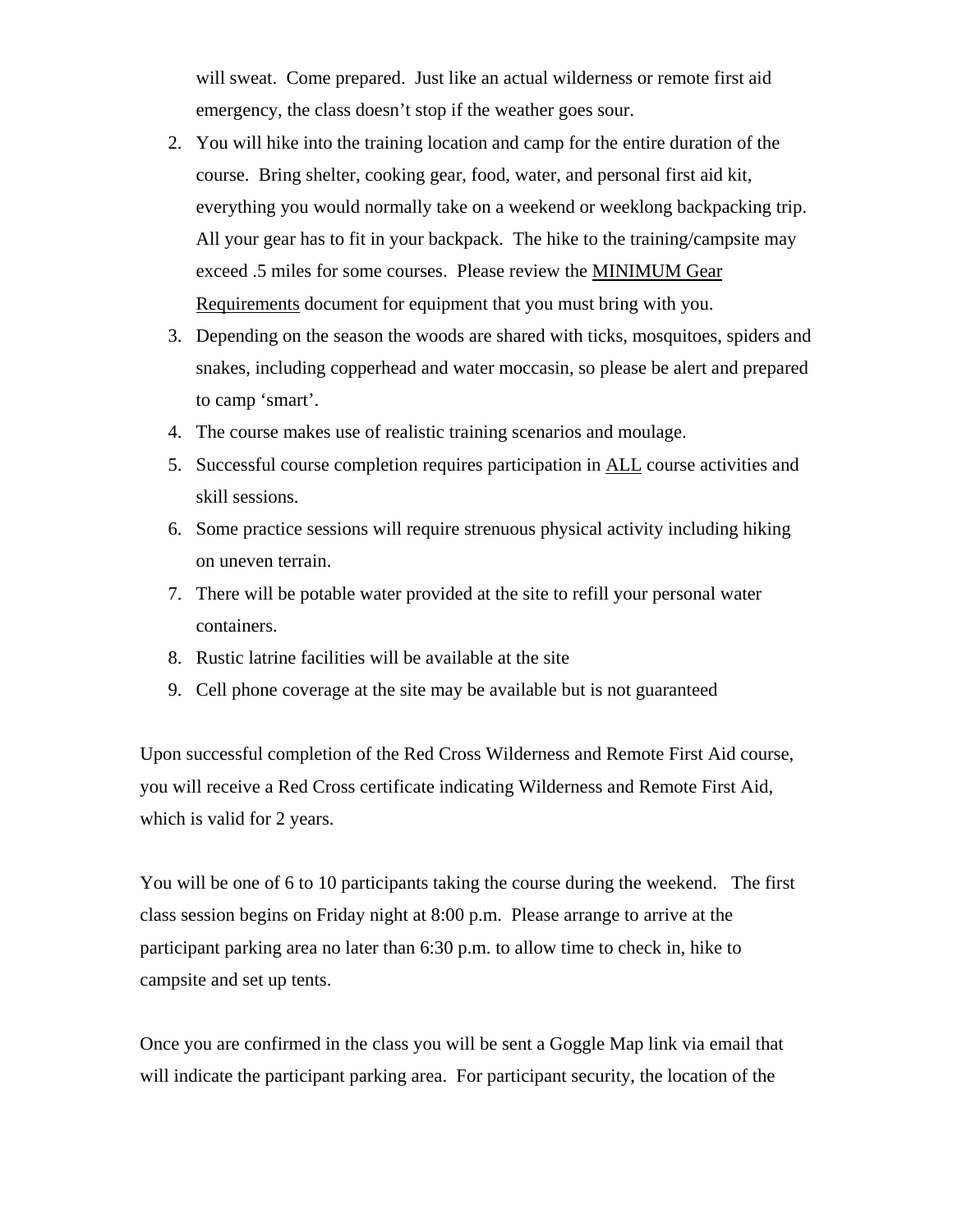will sweat. Come prepared. Just like an actual wilderness or remote first aid emergency, the class doesn't stop if the weather goes sour.

2. You will hike into the training location and camp for the entire duration of the course. Bring shelter, cooking gear, food, water, and personal first aid kit, everything you would normally take on a weekend or weeklong backpacking trip. All your gear has to fit in your backpack. The hike to the training/campsite may exceed .5 miles for some courses. Please review the <u>MINIMUM Gear Requirements</u> document for equipment that you must bring with you.
3. Depending on the season the woods are shared with ticks, mosquitoes, spiders and snakes, including copperhead and water moccasin, so please be alert and prepared to camp 'smart'.
4. The course makes use of realistic training scenarios and moulage.
5. Successful course completion requires participation in <u>ALL</u> course activities and skill sessions.
6. Some practice sessions will require strenuous physical activity including hiking on uneven terrain.
7. There will be potable water provided at the site to refill your personal water containers.
8. Rustic latrine facilities will be available at the site
9. Cell phone coverage at the site may be available but is not guaranteed

Upon successful completion of the Red Cross Wilderness and Remote First Aid course, you will receive a Red Cross certificate indicating Wilderness and Remote First Aid, which is valid for 2 years.

You will be one of 6 to 10 participants taking the course during the weekend. The first class session begins on Friday night at 8:00 p.m. Please arrange to arrive at the participant parking area no later than 6:30 p.m. to allow time to check in, hike to campsite and set up tents.

Once you are confirmed in the class you will be sent a Goggle Map link via email that will indicate the participant parking area. For participant security, the location of the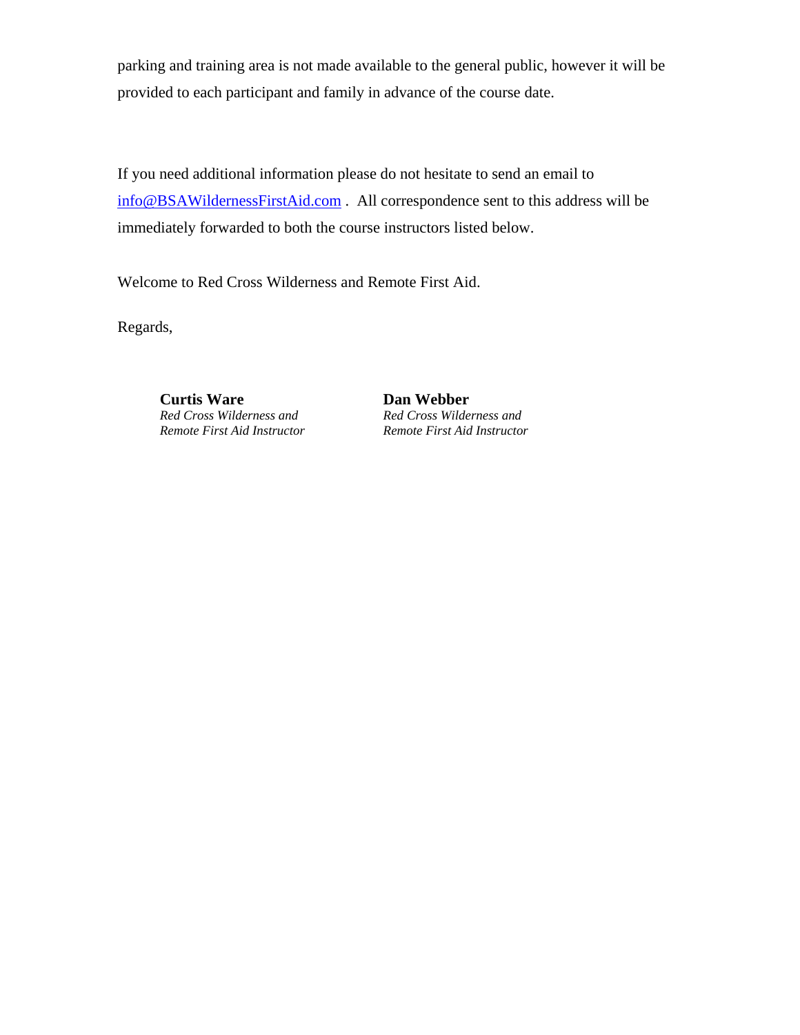parking and training area is not made available to the general public, however it will be provided to each participant and family in advance of the course date.

If you need additional information please do not hesitate to send an email to info@BSAWildernessFirstAid.com . All correspondence sent to this address will be immediately forwarded to both the course instructors listed below.

Welcome to Red Cross Wilderness and Remote First Aid.

Regards,

**Curtis Ware**
*Red Cross Wilderness and Remote First Aid Instructor*

**Dan Webber**
*Red Cross Wilderness and Remote First Aid Instructor*